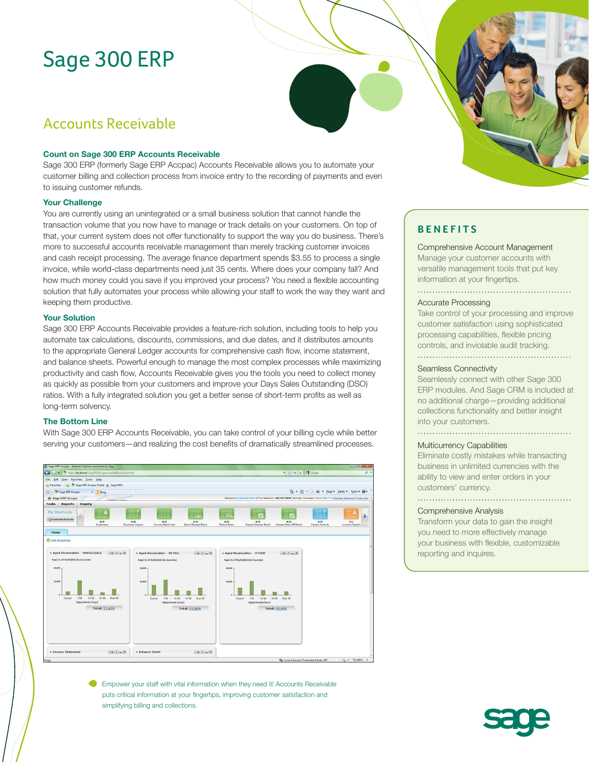# Sage 300 ERP

## Accounts Receivable

### Count on Sage 300 ERP Accounts Receivable

Sage 300 ERP (formerly Sage ERP Accpac) Accounts Receivable allows you to automate your customer billing and collection process from invoice entry to the recording of payments and even to issuing customer refunds.

### Your Challenge

You are currently using an unintegrated or a small business solution that cannot handle the transaction volume that you now have to manage or track details on your customers. On top of that, your current system does not offer functionality to support the way you do business. There's more to successful accounts receivable management than merely tracking customer invoices and cash receipt processing. The average finance department spends $3.55 to process a single invoice, while world-class departments need just 35 cents. Where does your company fall? And how much money could you save if you improved your process? You need a flexible accounting solution that fully automates your process while allowing your staff to work the way they want and keeping them productive.

### Your Solution

Sage 300 ERP Accounts Receivable provides a feature-rich solution, including tools to help you automate tax calculations, discounts, commissions, and due dates, and it distributes amounts to the appropriate General Ledger accounts for comprehensive cash flow, income statement, and balance sheets. Powerful enough to manage the most complex processes while maximizing productivity and cash flow, Accounts Receivable gives you the tools you need to collect money as quickly as possible from your customers and improve your Days Sales Outstanding (DSO) ratios. With a fully integrated solution you get a better sense of short-term profits as well as long-term solvency.

### The Bottom Line

With Sage 300 ERP Accounts Receivable, you can take control of your billing cycle while better serving your customers—and realizing the cost benefits of dramatically streamlined processes.

Empower your staff with vital information when they need it! Accounts Receivable puts critical information at your fingertips, improving customer satisfaction and simplifying billing and collections.

## BENEFITS

**Comprehensive Account Management**
Manage your customer accounts with versatile management tools that put key information at your fingertips.

**Accurate Processing**
Take control of your processing and improve customer satisfaction using sophisticated processing capabilities, flexible pricing controls, and inviolable audit tracking.

**Seamless Connectivity**
Seamlessly connect with other Sage 300 ERP modules. And Sage CRM is included at no additional charge—providing additional collections functionality and better insight into your customers.

**Multicurrency Capabilities**
Eliminate costly mistakes while transacting business in unlimited currencies with the ability to view and enter orders in your customers' currency.

**Comprehensive Analysis**
Transform your data to gain the insight you need to more effectively manage your business with flexible, customizable reporting and inquires.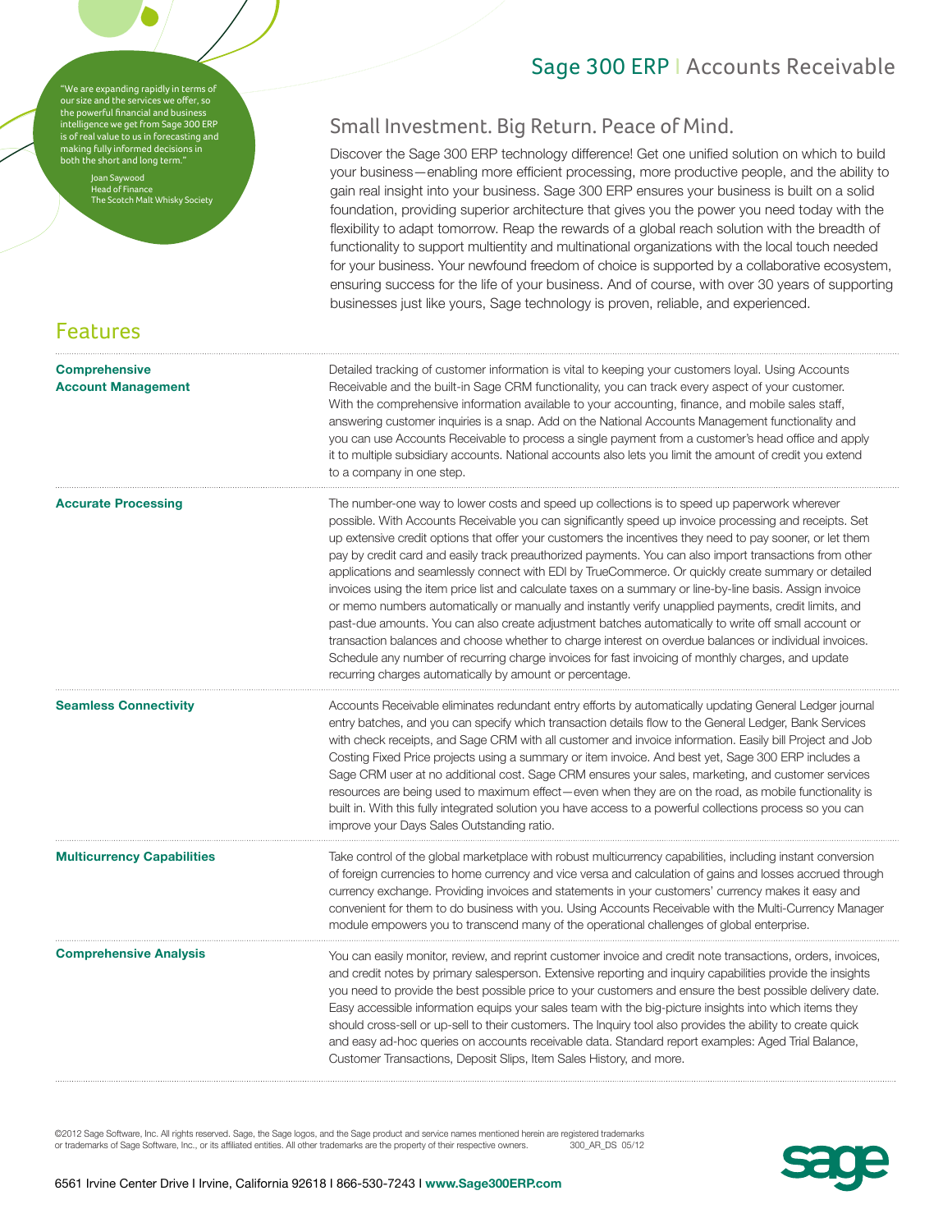# Sage 300 ERP | Accounts Receivable

> "We are expanding rapidly in terms of our size and the services we offer, so the powerful financial and business intelligence we get from Sage 300 ERP is of real value to us in forecasting and making fully informed decisions in both the short and long term."
>
> Joan Saywood
> Head of Finance
> The Scotch Malt Whisky Society

## Small Investment. Big Return. Peace of Mind.

Discover the Sage 300 ERP technology difference! Get one unified solution on which to build your business—enabling more efficient processing, more productive people, and the ability to gain real insight into your business. Sage 300 ERP ensures your business is built on a solid foundation, providing superior architecture that gives you the power you need today with the flexibility to adapt tomorrow. Reap the rewards of a global reach solution with the breadth of functionality to support multientity and multinational organizations with the local touch needed for your business. Your newfound freedom of choice is supported by a collaborative ecosystem, ensuring success for the life of your business. And of course, with over 30 years of supporting businesses just like yours, Sage technology is proven, reliable, and experienced.

## Features

**Comprehensive Account Management**

Detailed tracking of customer information is vital to keeping your customers loyal. Using Accounts Receivable and the built-in Sage CRM functionality, you can track every aspect of your customer. With the comprehensive information available to your accounting, finance, and mobile sales staff, answering customer inquiries is a snap. Add on the National Accounts Management functionality and you can use Accounts Receivable to process a single payment from a customer's head office and apply it to multiple subsidiary accounts. National accounts also lets you limit the amount of credit you extend to a company in one step.

**Accurate Processing**

The number-one way to lower costs and speed up collections is to speed up paperwork wherever possible. With Accounts Receivable you can significantly speed up invoice processing and receipts. Set up extensive credit options that offer your customers the incentives they need to pay sooner, or let them pay by credit card and easily track preauthorized payments. You can also import transactions from other applications and seamlessly connect with EDI by TrueCommerce. Or quickly create summary or detailed invoices using the item price list and calculate taxes on a summary or line-by-line basis. Assign invoice or memo numbers automatically or manually and instantly verify unapplied payments, credit limits, and past-due amounts. You can also create adjustment batches automatically to write off small account or transaction balances and choose whether to charge interest on overdue balances or individual invoices. Schedule any number of recurring charge invoices for fast invoicing of monthly charges, and update recurring charges automatically by amount or percentage.

**Seamless Connectivity**

Accounts Receivable eliminates redundant entry efforts by automatically updating General Ledger journal entry batches, and you can specify which transaction details flow to the General Ledger, Bank Services with check receipts, and Sage CRM with all customer and invoice information. Easily bill Project and Job Costing Fixed Price projects using a summary or item invoice. And best yet, Sage 300 ERP includes a Sage CRM user at no additional cost. Sage CRM ensures your sales, marketing, and customer services resources are being used to maximum effect—even when they are on the road, as mobile functionality is built in. With this fully integrated solution you have access to a powerful collections process so you can improve your Days Sales Outstanding ratio.

**Multicurrency Capabilities**

Take control of the global marketplace with robust multicurrency capabilities, including instant conversion of foreign currencies to home currency and vice versa and calculation of gains and losses accrued through currency exchange. Providing invoices and statements in your customers' currency makes it easy and convenient for them to do business with you. Using Accounts Receivable with the Multi-Currency Manager module empowers you to transcend many of the operational challenges of global enterprise.

**Comprehensive Analysis**

You can easily monitor, review, and reprint customer invoice and credit note transactions, orders, invoices, and credit notes by primary salesperson. Extensive reporting and inquiry capabilities provide the insights you need to provide the best possible price to your customers and ensure the best possible delivery date. Easy accessible information equips your sales team with the big-picture insights into which items they should cross-sell or up-sell to their customers. The Inquiry tool also provides the ability to create quick and easy ad-hoc queries on accounts receivable data. Standard report examples: Aged Trial Balance, Customer Transactions, Deposit Slips, Item Sales History, and more.

©2012 Sage Software, Inc. All rights reserved. Sage, the Sage logos, and the Sage product and service names mentioned herein are registered trademarks or trademarks of Sage Software, Inc., or its affiliated entities. All other trademarks are the property of their respective owners. 300_AR_DS 05/12

6561 Irvine Center Drive I Irvine, California 92618 I 866-530-7243 I **www.Sage300ERP.com**